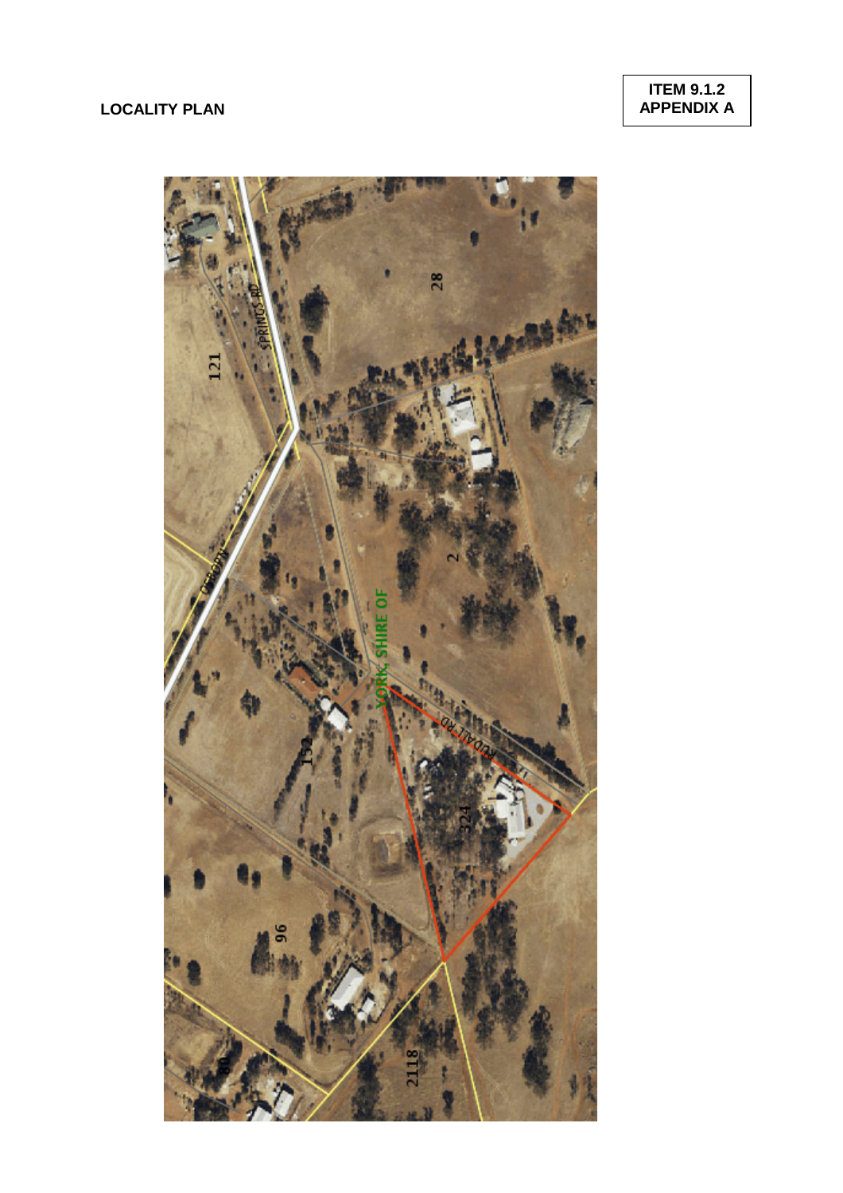**LOCALITY PLAN**

**ITEM 9.1.2**
**APPENDIX A**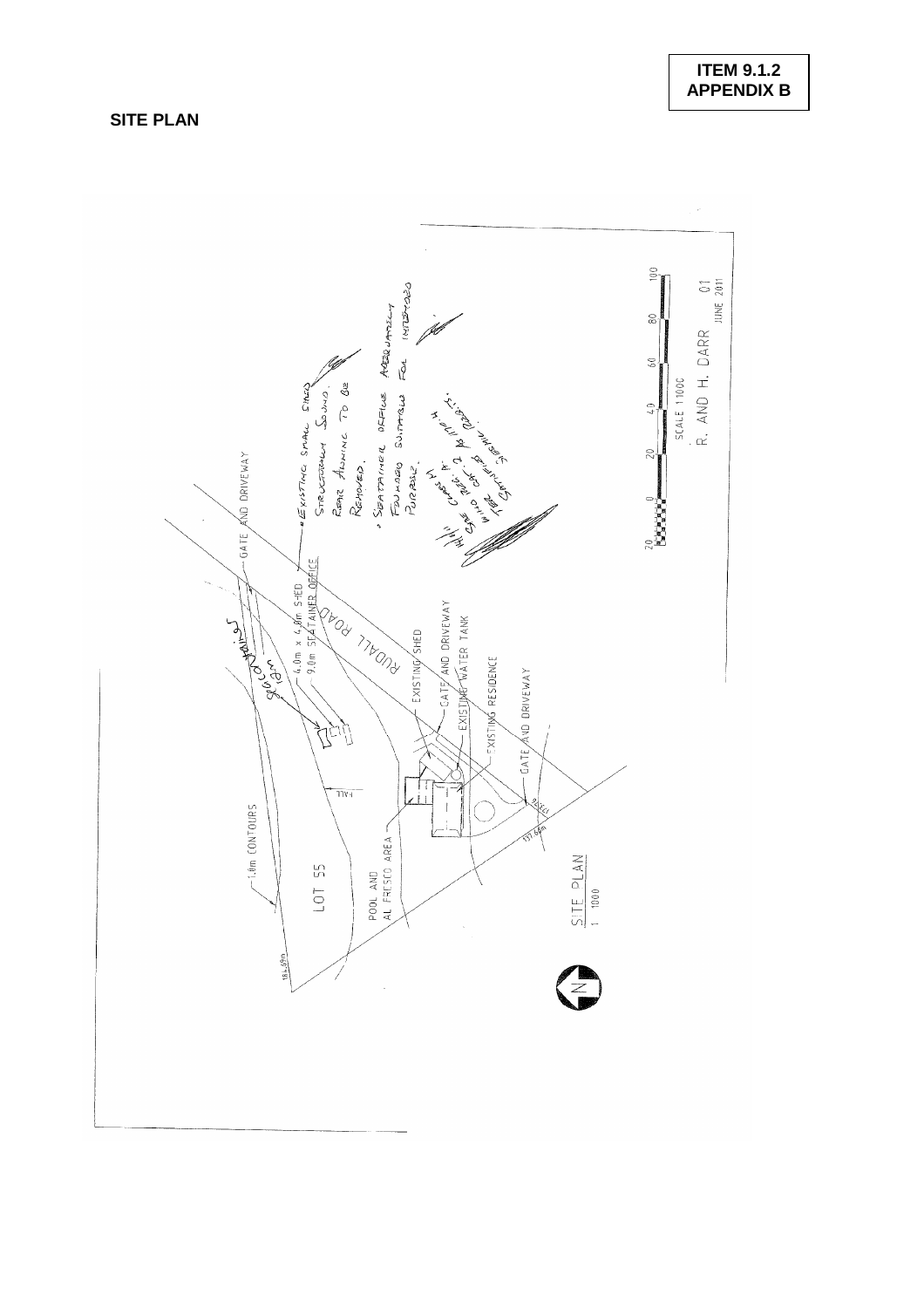**ITEM 9.1.2**
**APPENDIX B**

**SITE PLAN**

GATE AND DRIVEWAY

4.0m x 4.0m SHED
9.0m SEATAINER OFFICE

seacontainer sign

RUDALL ROAD

EXISTING SHED
GATE AND DRIVEWAY
EXISTING WATER TANK
EXISTING RESIDENCE
GATE AND DRIVEWAY

1.0m CONTOURS

LOT 55

FALL

POOL AND
AL FRESCO AREA

SITE PLAN
1 : 1000

• EXISTING SMALL SHED STRUCTURALLY SOUND. REAR AWNING TO BE REMOVED.

• SEATAINER OFFICE ADEQUATELY FOUNDED SUITABLE FOR INTENDED PURPOSE.

(illegible handwritten note)

SCALE 1:1000

R. AND H. DARR

01
JUNE 2011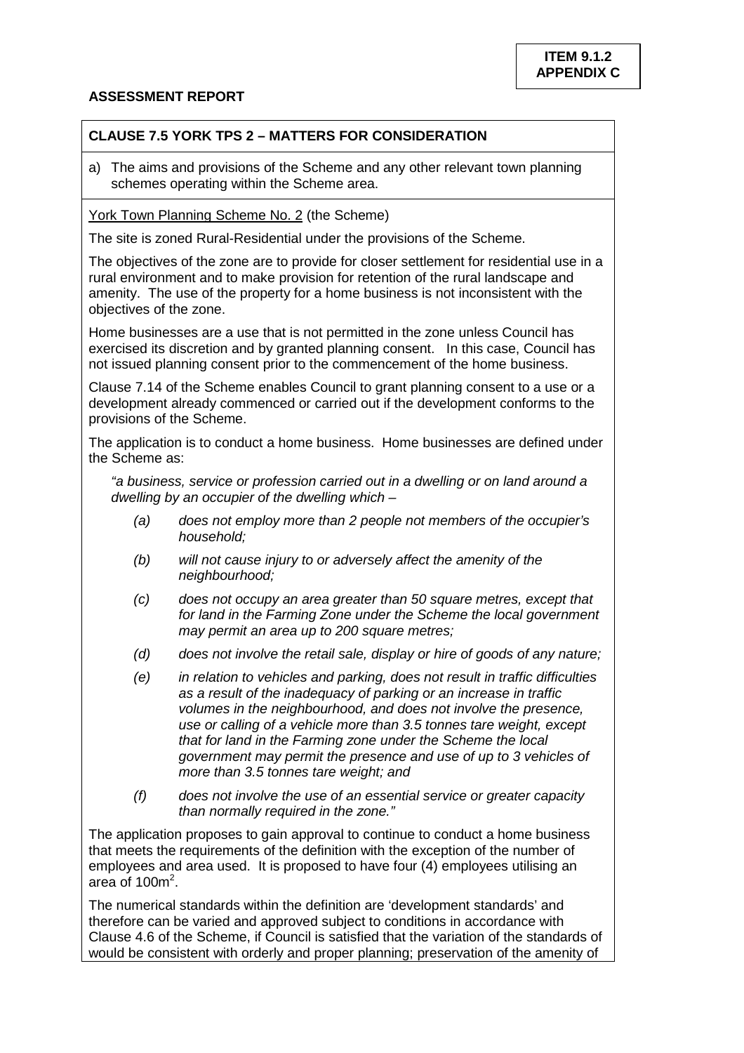**ITEM 9.1.2**
**APPENDIX C**

**ASSESSMENT REPORT**

**CLAUSE 7.5 YORK TPS 2 – MATTERS FOR CONSIDERATION**

a) The aims and provisions of the Scheme and any other relevant town planning schemes operating within the Scheme area.

York Town Planning Scheme No. 2 (the Scheme)

The site is zoned Rural-Residential under the provisions of the Scheme.

The objectives of the zone are to provide for closer settlement for residential use in a rural environment and to make provision for retention of the rural landscape and amenity. The use of the property for a home business is not inconsistent with the objectives of the zone.

Home businesses are a use that is not permitted in the zone unless Council has exercised its discretion and by granted planning consent. In this case, Council has not issued planning consent prior to the commencement of the home business.

Clause 7.14 of the Scheme enables Council to grant planning consent to a use or a development already commenced or carried out if the development conforms to the provisions of the Scheme.

The application is to conduct a home business. Home businesses are defined under the Scheme as:

*"a business, service or profession carried out in a dwelling or on land around a dwelling by an occupier of the dwelling which –*

- *(a) does not employ more than 2 people not members of the occupier's household;*
- *(b) will not cause injury to or adversely affect the amenity of the neighbourhood;*
- *(c) does not occupy an area greater than 50 square metres, except that for land in the Farming Zone under the Scheme the local government may permit an area up to 200 square metres;*
- *(d) does not involve the retail sale, display or hire of goods of any nature;*
- *(e) in relation to vehicles and parking, does not result in traffic difficulties as a result of the inadequacy of parking or an increase in traffic volumes in the neighbourhood, and does not involve the presence, use or calling of a vehicle more than 3.5 tonnes tare weight, except that for land in the Farming zone under the Scheme the local government may permit the presence and use of up to 3 vehicles of more than 3.5 tonnes tare weight; and*
- *(f) does not involve the use of an essential service or greater capacity than normally required in the zone."*

The application proposes to gain approval to continue to conduct a home business that meets the requirements of the definition with the exception of the number of employees and area used. It is proposed to have four (4) employees utilising an area of 100m$^2$.

The numerical standards within the definition are 'development standards' and therefore can be varied and approved subject to conditions in accordance with Clause 4.6 of the Scheme, if Council is satisfied that the variation of the standards of would be consistent with orderly and proper planning; preservation of the amenity of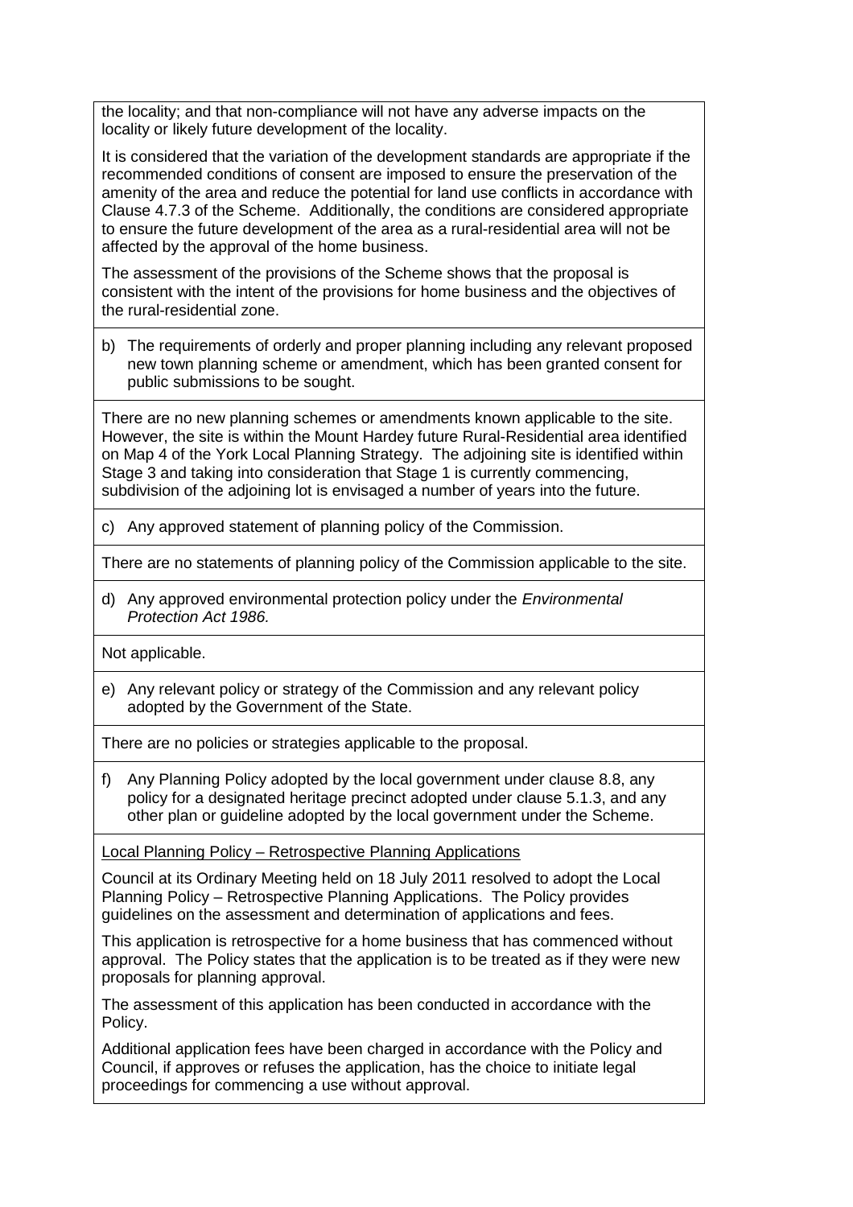the locality; and that non-compliance will not have any adverse impacts on the locality or likely future development of the locality.

It is considered that the variation of the development standards are appropriate if the recommended conditions of consent are imposed to ensure the preservation of the amenity of the area and reduce the potential for land use conflicts in accordance with Clause 4.7.3 of the Scheme. Additionally, the conditions are considered appropriate to ensure the future development of the area as a rural-residential area will not be affected by the approval of the home business.

The assessment of the provisions of the Scheme shows that the proposal is consistent with the intent of the provisions for home business and the objectives of the rural-residential zone.

b) The requirements of orderly and proper planning including any relevant proposed new town planning scheme or amendment, which has been granted consent for public submissions to be sought.

There are no new planning schemes or amendments known applicable to the site. However, the site is within the Mount Hardey future Rural-Residential area identified on Map 4 of the York Local Planning Strategy. The adjoining site is identified within Stage 3 and taking into consideration that Stage 1 is currently commencing, subdivision of the adjoining lot is envisaged a number of years into the future.

c) Any approved statement of planning policy of the Commission.

There are no statements of planning policy of the Commission applicable to the site.

d) Any approved environmental protection policy under the *Environmental Protection Act 1986.*

Not applicable.

e) Any relevant policy or strategy of the Commission and any relevant policy adopted by the Government of the State.

There are no policies or strategies applicable to the proposal.

f) Any Planning Policy adopted by the local government under clause 8.8, any policy for a designated heritage precinct adopted under clause 5.1.3, and any other plan or guideline adopted by the local government under the Scheme.

<u>Local Planning Policy – Retrospective Planning Applications</u>

Council at its Ordinary Meeting held on 18 July 2011 resolved to adopt the Local Planning Policy – Retrospective Planning Applications. The Policy provides guidelines on the assessment and determination of applications and fees.

This application is retrospective for a home business that has commenced without approval. The Policy states that the application is to be treated as if they were new proposals for planning approval.

The assessment of this application has been conducted in accordance with the Policy.

Additional application fees have been charged in accordance with the Policy and Council, if approves or refuses the application, has the choice to initiate legal proceedings for commencing a use without approval.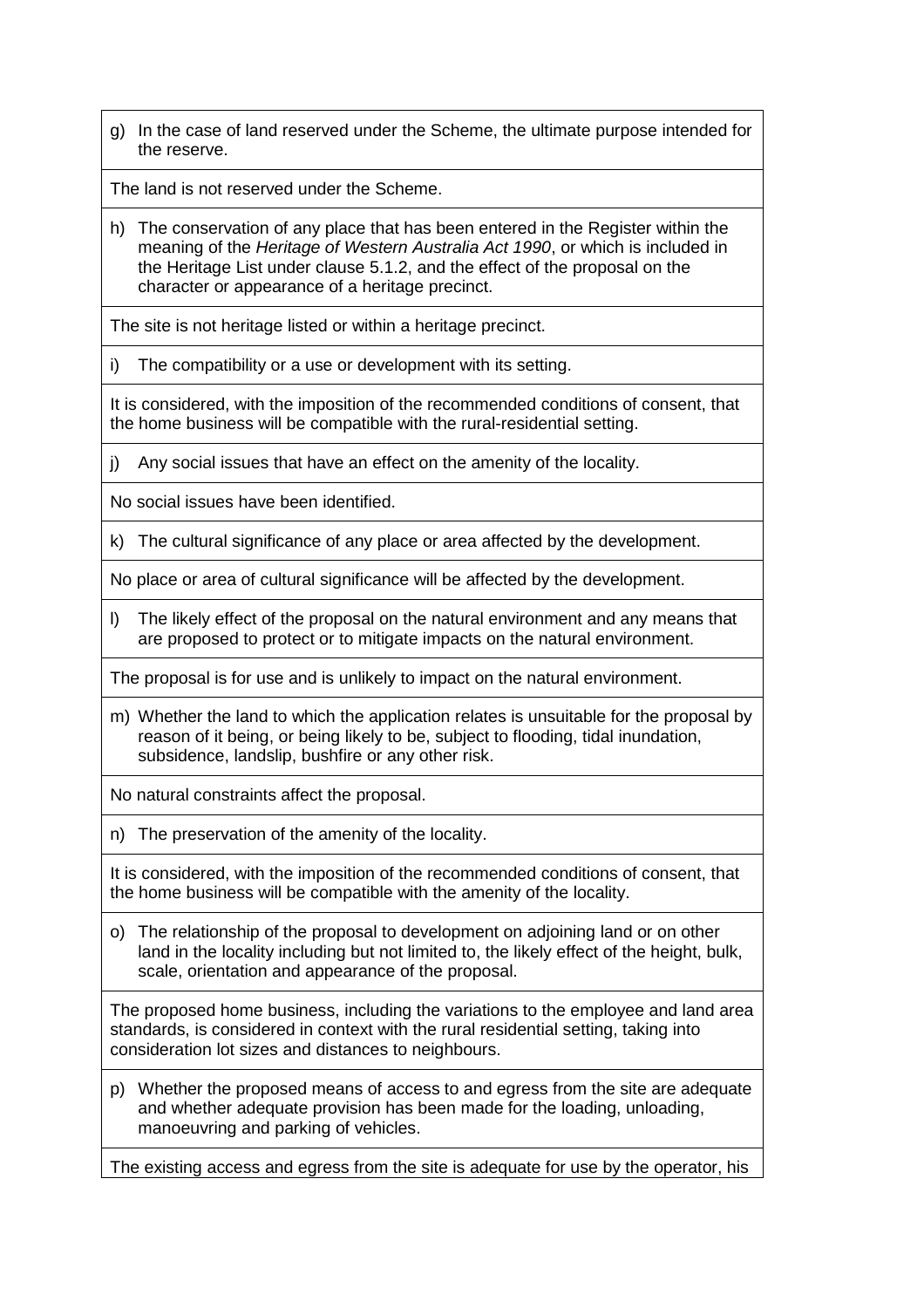| g) In the case of land reserved under the Scheme, the ultimate purpose intended for the reserve. |
|---|
| The land is not reserved under the Scheme. |
| h) The conservation of any place that has been entered in the Register within the meaning of the *Heritage of Western Australia Act 1990*, or which is included in the Heritage List under clause 5.1.2, and the effect of the proposal on the character or appearance of a heritage precinct. |
| The site is not heritage listed or within a heritage precinct. |
| i) The compatibility or a use or development with its setting. |
| It is considered, with the imposition of the recommended conditions of consent, that the home business will be compatible with the rural-residential setting. |
| j) Any social issues that have an effect on the amenity of the locality. |
| No social issues have been identified. |
| k) The cultural significance of any place or area affected by the development. |
| No place or area of cultural significance will be affected by the development. |
| l) The likely effect of the proposal on the natural environment and any means that are proposed to protect or to mitigate impacts on the natural environment. |
| The proposal is for use and is unlikely to impact on the natural environment. |
| m) Whether the land to which the application relates is unsuitable for the proposal by reason of it being, or being likely to be, subject to flooding, tidal inundation, subsidence, landslip, bushfire or any other risk. |
| No natural constraints affect the proposal. |
| n) The preservation of the amenity of the locality. |
| It is considered, with the imposition of the recommended conditions of consent, that the home business will be compatible with the amenity of the locality. |
| o) The relationship of the proposal to development on adjoining land or on other land in the locality including but not limited to, the likely effect of the height, bulk, scale, orientation and appearance of the proposal. |
| The proposed home business, including the variations to the employee and land area standards, is considered in context with the rural residential setting, taking into consideration lot sizes and distances to neighbours. |
| p) Whether the proposed means of access to and egress from the site are adequate and whether adequate provision has been made for the loading, unloading, manoeuvring and parking of vehicles. |
| The existing access and egress from the site is adequate for use by the operator, his |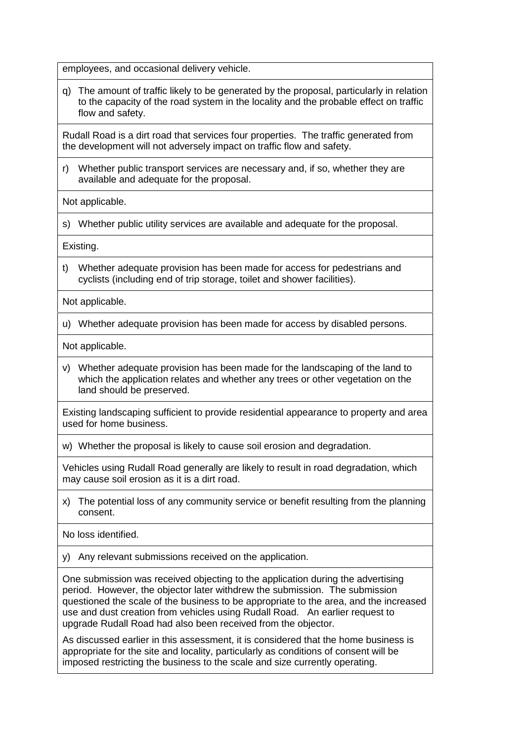| employees, and occasional delivery vehicle. |
| --- |
| q) The amount of traffic likely to be generated by the proposal, particularly in relation to the capacity of the road system in the locality and the probable effect on traffic flow and safety. |
| Rudall Road is a dirt road that services four properties. The traffic generated from the development will not adversely impact on traffic flow and safety. |
| r) Whether public transport services are necessary and, if so, whether they are available and adequate for the proposal. |
| Not applicable. |
| s) Whether public utility services are available and adequate for the proposal. |
| Existing. |
| t) Whether adequate provision has been made for access for pedestrians and cyclists (including end of trip storage, toilet and shower facilities). |
| Not applicable. |
| u) Whether adequate provision has been made for access by disabled persons. |
| Not applicable. |
| v) Whether adequate provision has been made for the landscaping of the land to which the application relates and whether any trees or other vegetation on the land should be preserved. |
| Existing landscaping sufficient to provide residential appearance to property and area used for home business. |
| w) Whether the proposal is likely to cause soil erosion and degradation. |
| Vehicles using Rudall Road generally are likely to result in road degradation, which may cause soil erosion as it is a dirt road. |
| x) The potential loss of any community service or benefit resulting from the planning consent. |
| No loss identified. |
| y) Any relevant submissions received on the application. |
| One submission was received objecting to the application during the advertising period. However, the objector later withdrew the submission. The submission questioned the scale of the business to be appropriate to the area, and the increased use and dust creation from vehicles using Rudall Road. An earlier request to upgrade Rudall Road had also been received from the objector.<br><br>As discussed earlier in this assessment, it is considered that the home business is appropriate for the site and locality, particularly as conditions of consent will be imposed restricting the business to the scale and size currently operating. |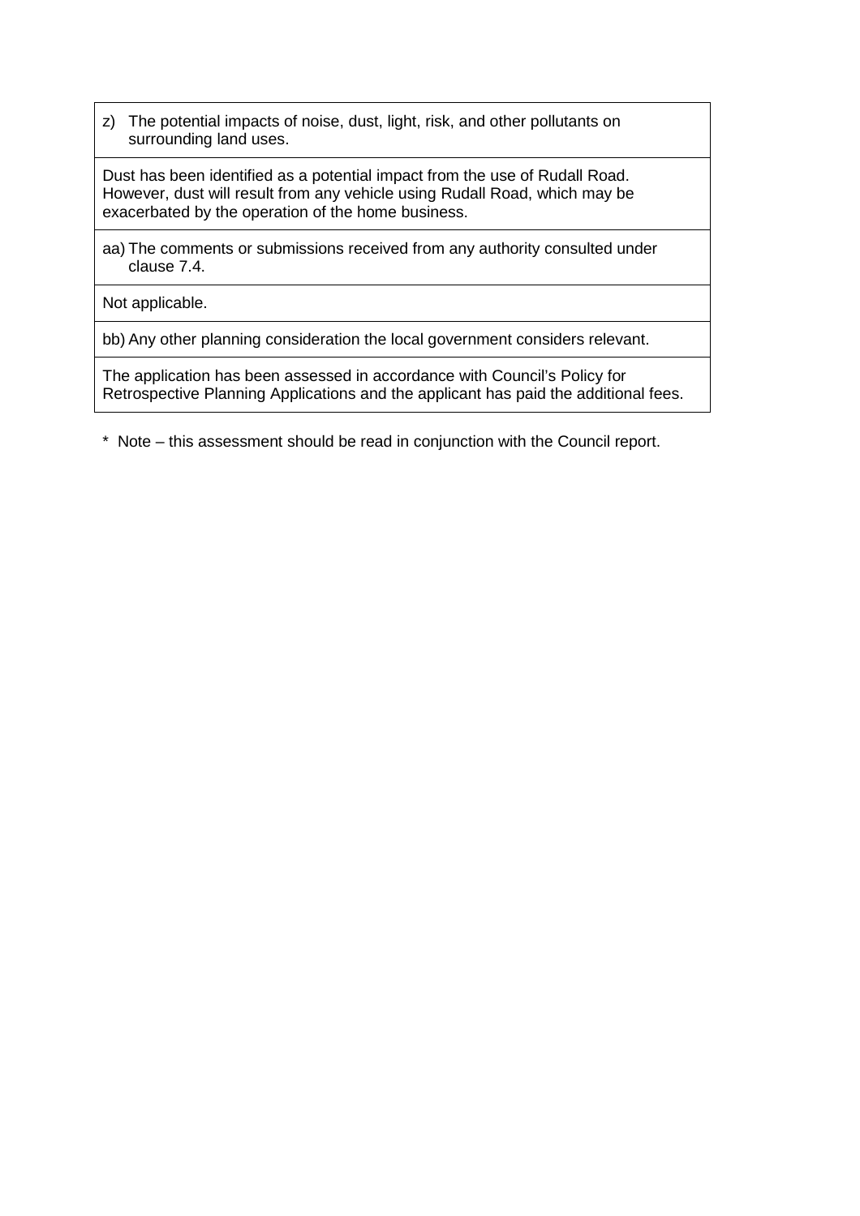| |
|---|
| z) The potential impacts of noise, dust, light, risk, and other pollutants on surrounding land uses. |
| Dust has been identified as a potential impact from the use of Rudall Road. However, dust will result from any vehicle using Rudall Road, which may be exacerbated by the operation of the home business. |
| aa) The comments or submissions received from any authority consulted under clause 7.4. |
| Not applicable. |
| bb) Any other planning consideration the local government considers relevant. |
| The application has been assessed in accordance with Council's Policy for Retrospective Planning Applications and the applicant has paid the additional fees. |

\* Note – this assessment should be read in conjunction with the Council report.